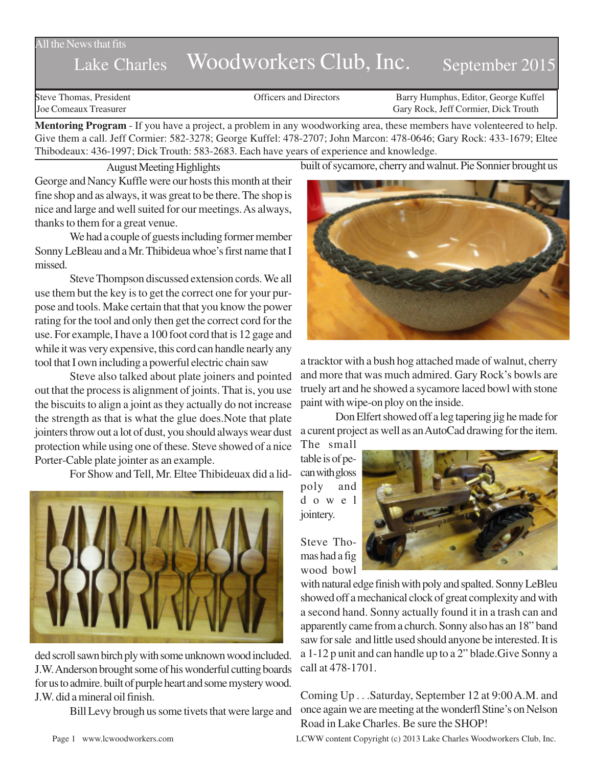All the News that fits

# Lake Charles Woodworkers Club, Inc. September 2015

Steve Thomas, President
Joe Comeaux Treasurer

Officers and Directors

Barry Humphus, Editor, George Kuffel
Gary Rock, Jeff Cormier, Dick Trouth

**Mentoring Program** - If you have a project, a problem in any woodworking area, these members have volenteered to help. Give them a call. Jeff Cormier: 582-3278; George Kuffel: 478-2707; John Marcon: 478-0646; Gary Rock: 433-1679; Eltee Thibodeaux: 436-1997; Dick Trouth: 583-2683. Each have years of experience and knowledge.

## August Meeting Highlights

George and Nancy Kuffle were our hosts this month at their fine shop and as always, it was great to be there. The shop is nice and large and well suited for our meetings. As always, thanks to them for a great venue.

We had a couple of guests including former member Sonny LeBleau and a Mr. Thibideua whoe's first name that I missed.

Steve Thompson discussed extension cords. We all use them but the key is to get the correct one for your purpose and tools. Make certain that that you know the power rating for the tool and only then get the correct cord for the use. For example, I have a 100 foot cord that is 12 gage and while it was very expensive, this cord can handle nearly any tool that I own including a powerful electric chain saw

Steve also talked about plate joiners and pointed out that the process is alignment of joints. That is, you use the biscuits to align a joint as they actually do not increase the strength as that is what the glue does.Note that plate jointers throw out a lot of dust, you should always wear dust protection while using one of these. Steve showed of a nice Porter-Cable plate jointer as an example.

For Show and Tell, Mr. Eltee Thibideuax did a lidded scroll sawn birch ply with some unknown wood included. J.W. Anderson brought some of his wonderful cutting boards for us to admire. built of purple heart and some mystery wood. J.W. did a mineral oil finish.

Bill Levy brough us some tivets that were large and built of sycamore, cherry and walnut. Pie Sonnier brought us a tracktor with a bush hog attached made of walnut, cherry and more that was much admired. Gary Rock's bowls are truely art and he showed a sycamore laced bowl with stone paint with wipe-on ploy on the inside.

Don Elfert showed off a leg tapering jig he made for a curent project as well as an AutoCad drawing for the item. The small table is of pecan with gloss poly and dowel jointery.

Steve Thomas had a fig wood bowl with natural edge finish with poly and spalted. Sonny LeBleu showed off a mechanical clock of great complexity and with a second hand. Sonny actually found it in a trash can and apparently came from a church. Sonny also has an 18" band saw for sale and little used should anyone be interested. It is a 1-12 p unit and can handle up to a 2" blade.Give Sonny a call at 478-1701.

Coming Up . . .Saturday, September 12 at 9:00 A.M. and once again we are meeting at the wonderfl Stine's on Nelson Road in Lake Charles. Be sure the SHOP!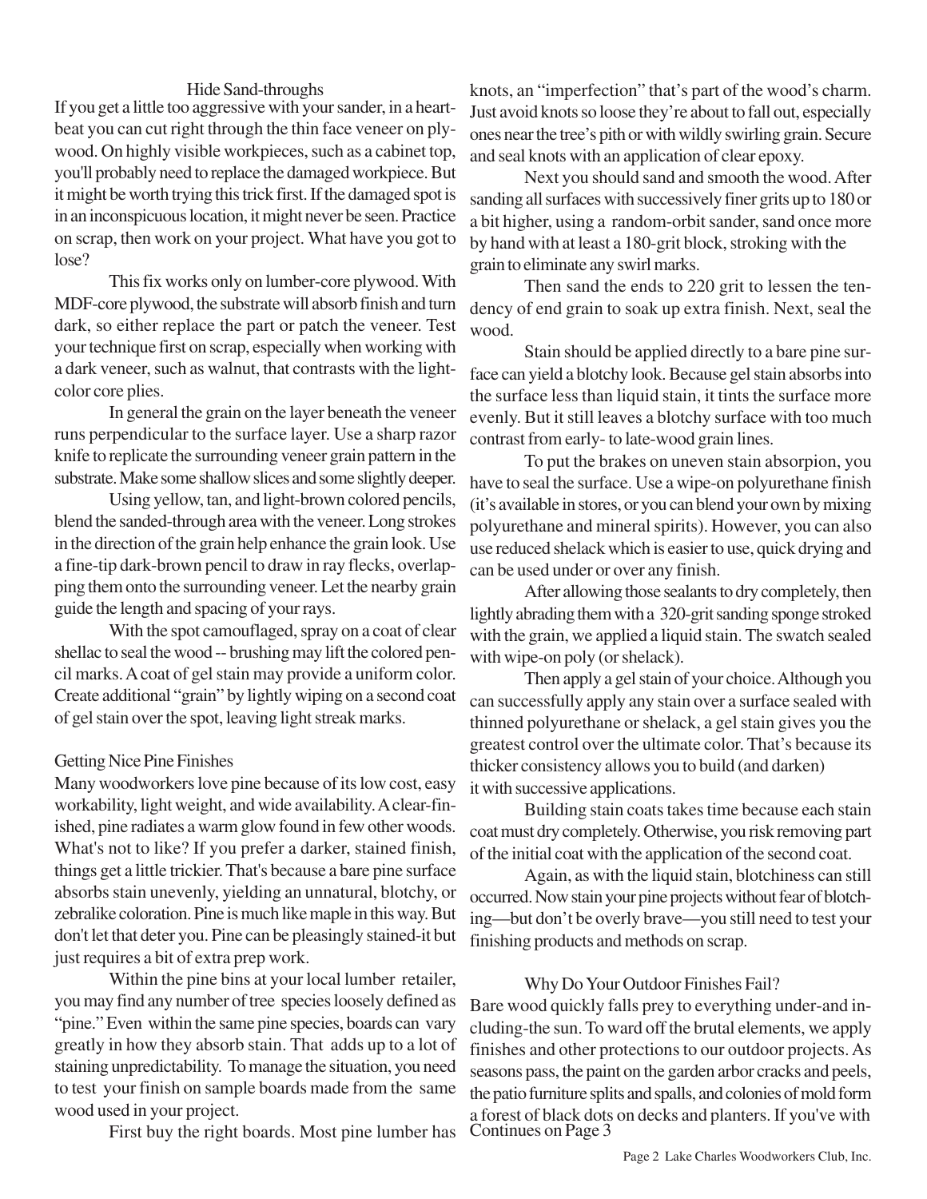## Hide Sand-throughs

If you get a little too aggressive with your sander, in a heartbeat you can cut right through the thin face veneer on plywood. On highly visible workpieces, such as a cabinet top, you'll probably need to replace the damaged workpiece. But it might be worth trying this trick first. If the damaged spot is in an inconspicuous location, it might never be seen. Practice on scrap, then work on your project. What have you got to lose?

This fix works only on lumber-core plywood. With MDF-core plywood, the substrate will absorb finish and turn dark, so either replace the part or patch the veneer. Test your technique first on scrap, especially when working with a dark veneer, such as walnut, that contrasts with the light-color core plies.

In general the grain on the layer beneath the veneer runs perpendicular to the surface layer. Use a sharp razor knife to replicate the surrounding veneer grain pattern in the substrate. Make some shallow slices and some slightly deeper.

Using yellow, tan, and light-brown colored pencils, blend the sanded-through area with the veneer. Long strokes in the direction of the grain help enhance the grain look. Use a fine-tip dark-brown pencil to draw in ray flecks, overlapping them onto the surrounding veneer. Let the nearby grain guide the length and spacing of your rays.

With the spot camouflaged, spray on a coat of clear shellac to seal the wood -- brushing may lift the colored pencil marks. A coat of gel stain may provide a uniform color. Create additional "grain" by lightly wiping on a second coat of gel stain over the spot, leaving light streak marks.

## Getting Nice Pine Finishes

Many woodworkers love pine because of its low cost, easy workability, light weight, and wide availability. A clear-finished, pine radiates a warm glow found in few other woods. What's not to like? If you prefer a darker, stained finish, things get a little trickier. That's because a bare pine surface absorbs stain unevenly, yielding an unnatural, blotchy, or zebralike coloration. Pine is much like maple in this way. But don't let that deter you. Pine can be pleasingly stained-it but just requires a bit of extra prep work.

Within the pine bins at your local lumber retailer, you may find any number of tree species loosely defined as "pine." Even within the same pine species, boards can vary greatly in how they absorb stain. That adds up to a lot of staining unpredictability. To manage the situation, you need to test your finish on sample boards made from the same wood used in your project.

First buy the right boards. Most pine lumber has knots, an "imperfection" that's part of the wood's charm. Just avoid knots so loose they're about to fall out, especially ones near the tree's pith or with wildly swirling grain. Secure and seal knots with an application of clear epoxy.

Next you should sand and smooth the wood. After sanding all surfaces with successively finer grits up to 180 or a bit higher, using a random-orbit sander, sand once more by hand with at least a 180-grit block, stroking with the grain to eliminate any swirl marks.

Then sand the ends to 220 grit to lessen the tendency of end grain to soak up extra finish. Next, seal the wood.

Stain should be applied directly to a bare pine surface can yield a blotchy look. Because gel stain absorbs into the surface less than liquid stain, it tints the surface more evenly. But it still leaves a blotchy surface with too much contrast from early- to late-wood grain lines.

To put the brakes on uneven stain absorpion, you have to seal the surface. Use a wipe-on polyurethane finish (it's available in stores, or you can blend your own by mixing polyurethane and mineral spirits). However, you can also use reduced shelack which is easier to use, quick drying and can be used under or over any finish.

After allowing those sealants to dry completely, then lightly abrading them with a 320-grit sanding sponge stroked with the grain, we applied a liquid stain. The swatch sealed with wipe-on poly (or shelack).

Then apply a gel stain of your choice. Although you can successfully apply any stain over a surface sealed with thinned polyurethane or shelack, a gel stain gives you the greatest control over the ultimate color. That's because its thicker consistency allows you to build (and darken) it with successive applications.

Building stain coats takes time because each stain coat must dry completely. Otherwise, you risk removing part of the initial coat with the application of the second coat.

Again, as with the liquid stain, blotchiness can still occurred. Now stain your pine projects without fear of blotching—but don't be overly brave—you still need to test your finishing products and methods on scrap.

## Why Do Your Outdoor Finishes Fail?

Bare wood quickly falls prey to everything under-and including-the sun. To ward off the brutal elements, we apply finishes and other protections to our outdoor projects. As seasons pass, the paint on the garden arbor cracks and peels, the patio furniture splits and spalls, and colonies of mold form a forest of black dots on decks and planters. If you've with

Continues on Page 3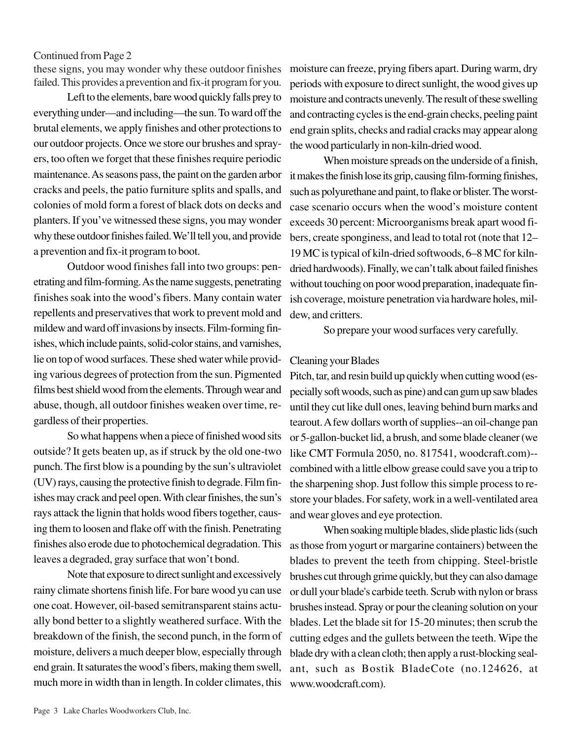Continued from Page 2

these signs, you may wonder why these outdoor finishes failed. This provides a prevention and fix-it program for you.

Left to the elements, bare wood quickly falls prey to everything under—and including—the sun. To ward off the brutal elements, we apply finishes and other protections to our outdoor projects. Once we store our brushes and sprayers, too often we forget that these finishes require periodic maintenance. As seasons pass, the paint on the garden arbor cracks and peels, the patio furniture splits and spalls, and colonies of mold form a forest of black dots on decks and planters. If you've witnessed these signs, you may wonder why these outdoor finishes failed. We'll tell you, and provide a prevention and fix-it program to boot.

Outdoor wood finishes fall into two groups: penetrating and film-forming. As the name suggests, penetrating finishes soak into the wood's fibers. Many contain water repellents and preservatives that work to prevent mold and mildew and ward off invasions by insects. Film-forming finishes, which include paints, solid-color stains, and varnishes, lie on top of wood surfaces. These shed water while providing various degrees of protection from the sun. Pigmented films best shield wood from the elements. Through wear and abuse, though, all outdoor finishes weaken over time, regardless of their properties.

So what happens when a piece of finished wood sits outside? It gets beaten up, as if struck by the old one-two punch. The first blow is a pounding by the sun's ultraviolet (UV) rays, causing the protective finish to degrade. Film finishes may crack and peel open. With clear finishes, the sun's rays attack the lignin that holds wood fibers together, causing them to loosen and flake off with the finish. Penetrating finishes also erode due to photochemical degradation. This leaves a degraded, gray surface that won't bond.

Note that exposure to direct sunlight and excessively rainy climate shortens finish life. For bare wood yu can use one coat. However, oil-based semitransparent stains actually bond better to a slightly weathered surface. With the breakdown of the finish, the second punch, in the form of moisture, delivers a much deeper blow, especially through end grain. It saturates the wood's fibers, making them swell, much more in width than in length. In colder climates, this moisture can freeze, prying fibers apart. During warm, dry periods with exposure to direct sunlight, the wood gives up moisture and contracts unevenly. The result of these swelling and contracting cycles is the end-grain checks, peeling paint end grain splits, checks and radial cracks may appear along the wood particularly in non-kiln-dried wood.

When moisture spreads on the underside of a finish, it makes the finish lose its grip, causing film-forming finishes, such as polyurethane and paint, to flake or blister. The worst-case scenario occurs when the wood's moisture content exceeds 30 percent: Microorganisms break apart wood fibers, create sponginess, and lead to total rot (note that 12–19 MC is typical of kiln-dried softwoods, 6–8 MC for kiln-dried hardwoods). Finally, we can't talk about failed finishes without touching on poor wood preparation, inadequate finish coverage, moisture penetration via hardware holes, mildew, and critters.

So prepare your wood surfaces very carefully.

## Cleaning your Blades

Pitch, tar, and resin build up quickly when cutting wood (especially soft woods, such as pine) and can gum up saw blades until they cut like dull ones, leaving behind burn marks and tearout. A few dollars worth of supplies--an oil-change pan or 5-gallon-bucket lid, a brush, and some blade cleaner (we like CMT Formula 2050, no. 817541, woodcraft.com)--combined with a little elbow grease could save you a trip to the sharpening shop. Just follow this simple process to restore your blades. For safety, work in a well-ventilated area and wear gloves and eye protection.

When soaking multiple blades, slide plastic lids (such as those from yogurt or margarine containers) between the blades to prevent the teeth from chipping. Steel-bristle brushes cut through grime quickly, but they can also damage or dull your blade's carbide teeth. Scrub with nylon or brass brushes instead. Spray or pour the cleaning solution on your blades. Let the blade sit for 15-20 minutes; then scrub the cutting edges and the gullets between the teeth. Wipe the blade dry with a clean cloth; then apply a rust-blocking sealant, such as Bostik BladeCote (no.124626, at www.woodcraft.com).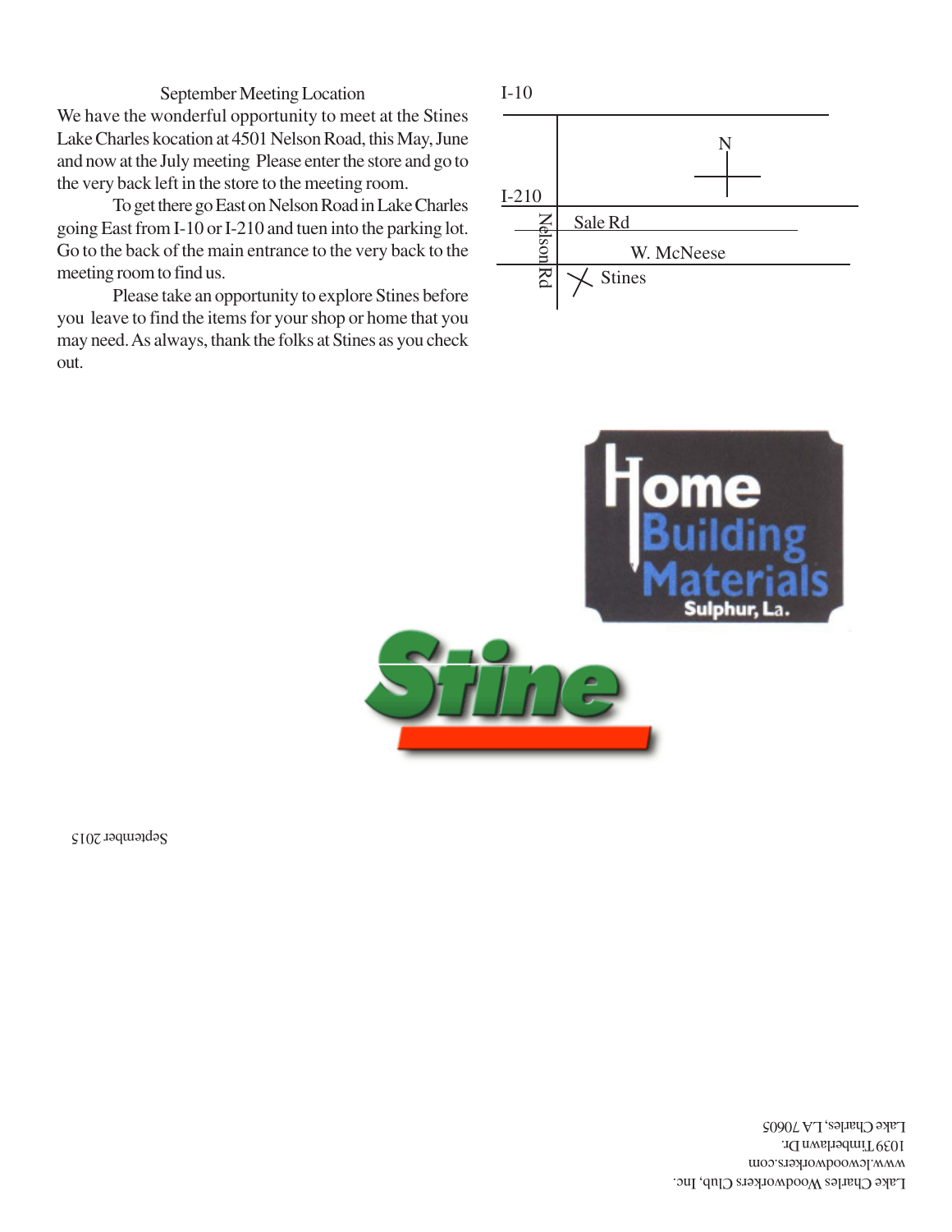## September Meeting Location

We have the wonderful opportunity to meet at the Stines Lake Charles kocation at 4501 Nelson Road, this May, June and now at the July meeting  Please enter the store and go to the very back left in the store to the meeting room.

To get there go East on Nelson Road in Lake Charles going East from I-10 or I-210 and tuen into the parking lot. Go to the back of the main entrance to the very back to the meeting room to find us.

Please take an opportunity to explore Stines before you  leave to find the items for your shop or home that you may need. As always, thank the folks at Stines as you check out.

I-10

N

I-210

Nelson Rd

Sale Rd

W. McNeese

Stines

Home Building Materials

Sulphur, La.

Stine

September 2015

Lake Charles Woodworkers Club, Inc.
www.lcwoodworkers.com
1039 Timberlawn Dr.
Lake Charles, LA 70605